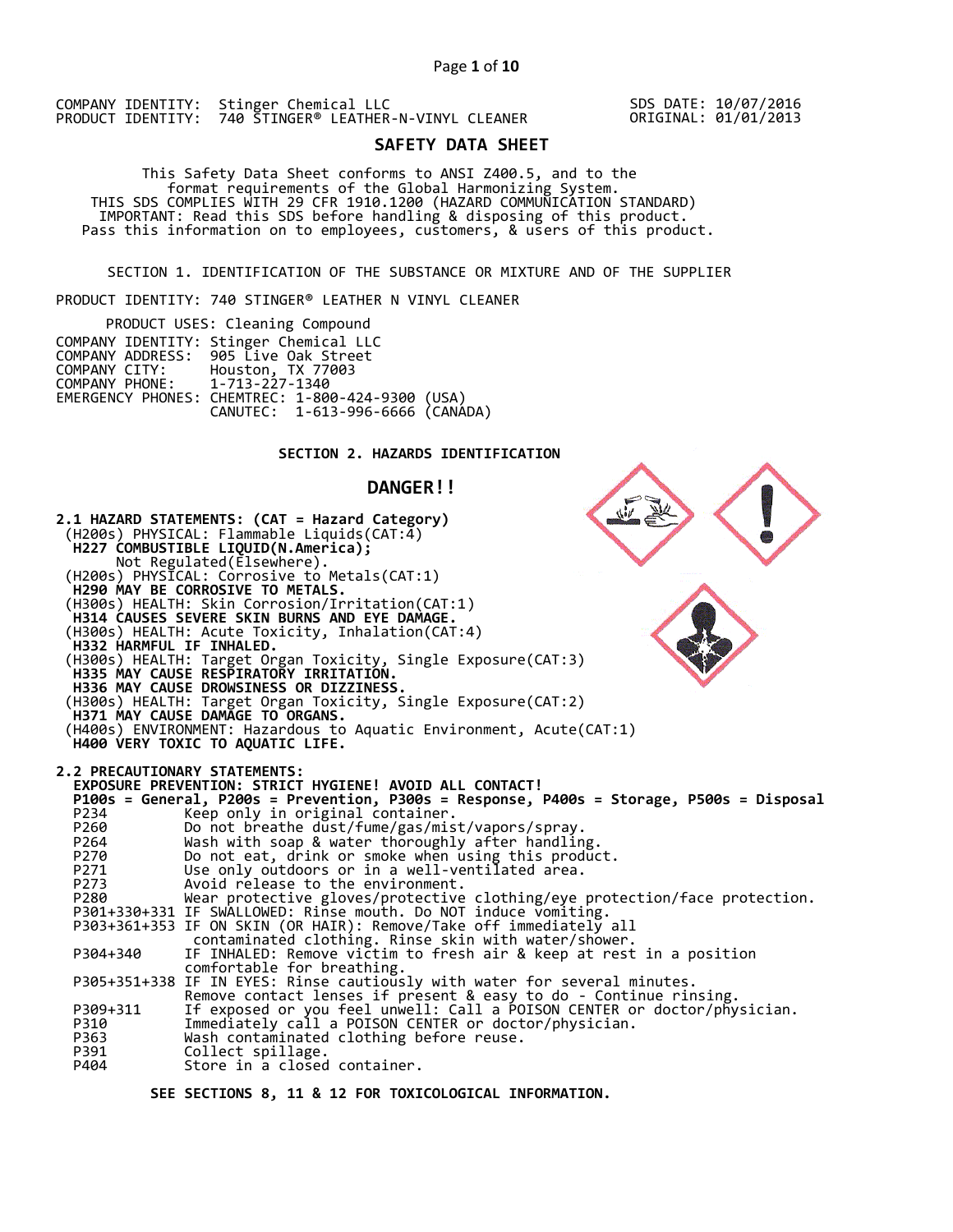COMPANY IDENTITY: Stinger Chemical LLC
PRODUCT IDENTITY: 740 STINGER® LEATHER-N-VINYL CLEANER

SDS DATE: 10/07/2016
ORIGINAL: 01/01/2013

# SAFETY DATA SHEET

This Safety Data Sheet conforms to ANSI Z400.5, and to the format requirements of the Global Harmonizing System.
THIS SDS COMPLIES WITH 29 CFR 1910.1200 (HAZARD COMMUNICATION STANDARD)
IMPORTANT: Read this SDS before handling & disposing of this product.
Pass this information on to employees, customers, & users of this product.

## SECTION 1. IDENTIFICATION OF THE SUBSTANCE OR MIXTURE AND OF THE SUPPLIER

PRODUCT IDENTITY: 740 STINGER® LEATHER N VINYL CLEANER

PRODUCT USES: Cleaning Compound

COMPANY IDENTITY: Stinger Chemical LLC
COMPANY ADDRESS: 905 Live Oak Street
COMPANY CITY: Houston, TX 77003
COMPANY PHONE: 1-713-227-1340
EMERGENCY PHONES: CHEMTREC: 1-800-424-9300 (USA)
CANUTEC: 1-613-996-6666 (CANADA)

## SECTION 2. HAZARDS IDENTIFICATION

**DANGER!!**

**2.1 HAZARD STATEMENTS: (CAT = Hazard Category)**

(H200s) PHYSICAL: Flammable Liquids(CAT:4)
**H227 COMBUSTIBLE LIQUID(N.America);**
Not Regulated(Elsewhere).
(H200s) PHYSICAL: Corrosive to Metals(CAT:1)
**H290 MAY BE CORROSIVE TO METALS.**
(H300s) HEALTH: Skin Corrosion/Irritation(CAT:1)
**H314 CAUSES SEVERE SKIN BURNS AND EYE DAMAGE.**
(H300s) HEALTH: Acute Toxicity, Inhalation(CAT:4)
**H332 HARMFUL IF INHALED.**
(H300s) HEALTH: Target Organ Toxicity, Single Exposure(CAT:3)
**H335 MAY CAUSE RESPIRATORY IRRITATION.**
**H336 MAY CAUSE DROWSINESS OR DIZZINESS.**
(H300s) HEALTH: Target Organ Toxicity, Single Exposure(CAT:2)
**H371 MAY CAUSE DAMAGE TO ORGANS.**
(H400s) ENVIRONMENT: Hazardous to Aquatic Environment, Acute(CAT:1)
**H400 VERY TOXIC TO AQUATIC LIFE.**

**2.2 PRECAUTIONARY STATEMENTS:**

**EXPOSURE PREVENTION: STRICT HYGIENE! AVOID ALL CONTACT!**
**P100s = General, P200s = Prevention, P300s = Response, P400s = Storage, P500s = Disposal**

| Code | Statement |
|---|---|
| P234 | Keep only in original container. |
| P260 | Do not breathe dust/fume/gas/mist/vapors/spray. |
| P264 | Wash with soap & water thoroughly after handling. |
| P270 | Do not eat, drink or smoke when using this product. |
| P271 | Use only outdoors or in a well-ventilated area. |
| P273 | Avoid release to the environment. |
| P280 | Wear protective gloves/protective clothing/eye protection/face protection. |
| P301+330+331 | IF SWALLOWED: Rinse mouth. Do NOT induce vomiting. |
| P303+361+353 | IF ON SKIN (OR HAIR): Remove/Take off immediately all contaminated clothing. Rinse skin with water/shower. |
| P304+340 | IF INHALED: Remove victim to fresh air & keep at rest in a position comfortable for breathing. |
| P305+351+338 | IF IN EYES: Rinse cautiously with water for several minutes. Remove contact lenses if present & easy to do - Continue rinsing. |
| P309+311 | If exposed or you feel unwell: Call a POISON CENTER or doctor/physician. |
| P310 | Immediately call a POISON CENTER or doctor/physician. |
| P363 | Wash contaminated clothing before reuse. |
| P391 | Collect spillage. |
| P404 | Store in a closed container. |

**SEE SECTIONS 8, 11 & 12 FOR TOXICOLOGICAL INFORMATION.**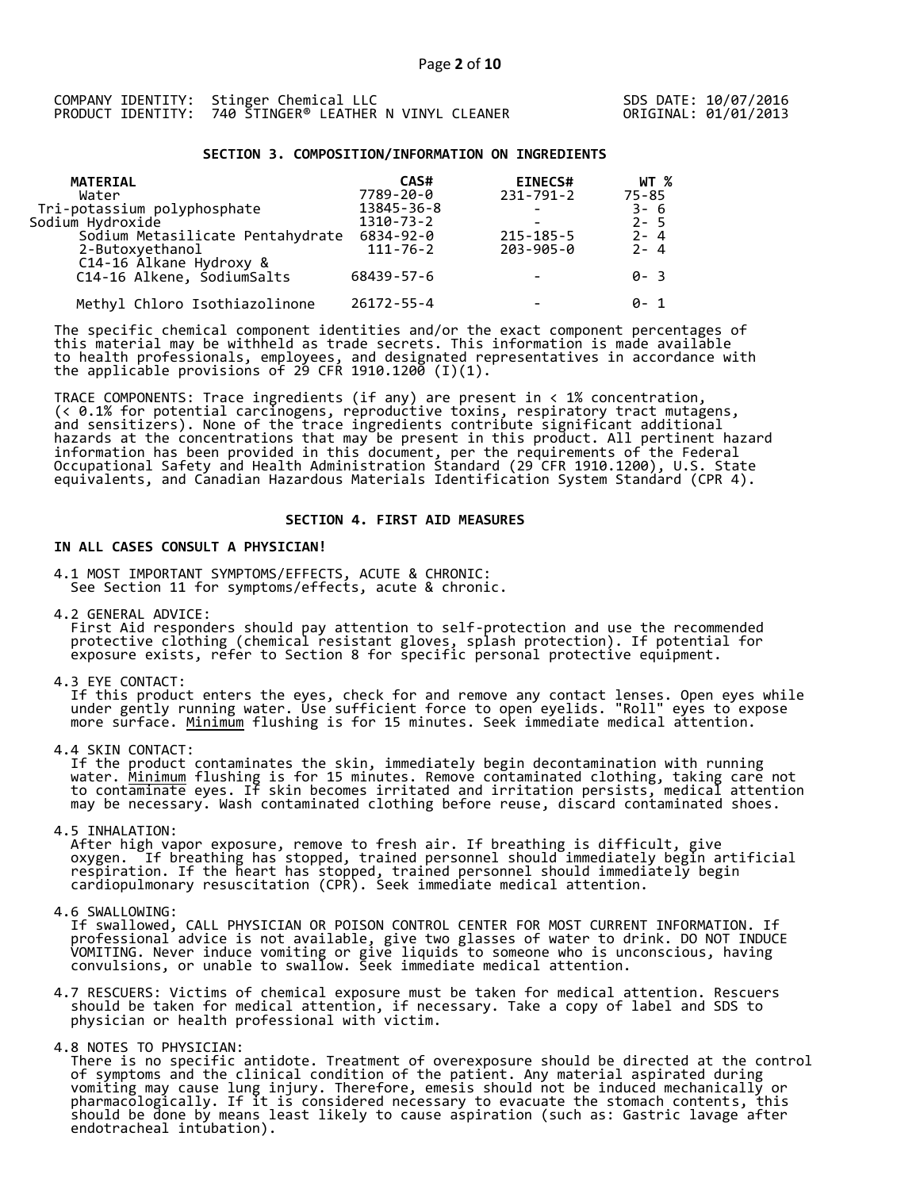COMPANY IDENTITY: Stinger Chemical LLC
PRODUCT IDENTITY: 740 STINGER® LEATHER N VINYL CLEANER

SDS DATE: 10/07/2016
ORIGINAL: 01/01/2013

## SECTION 3. COMPOSITION/INFORMATION ON INGREDIENTS

| MATERIAL | CAS# | EINECS# | WT % |
|---|---|---|---|
| Water | 7789-20-0 | 231-791-2 | 75-85 |
| Tri-potassium polyphosphate | 13845-36-8 | - | 3- 6 |
| Sodium Hydroxide | 1310-73-2 | - | 2- 5 |
| Sodium Metasilicate Pentahydrate | 6834-92-0 | 215-185-5 | 2- 4 |
| 2-Butoxyethanol | 111-76-2 | 203-905-0 | 2- 4 |
| C14-16 Alkane Hydroxy & C14-16 Alkene, SodiumSalts | 68439-57-6 | - | 0- 3 |
| Methyl Chloro Isothiazolinone | 26172-55-4 | - | 0- 1 |

The specific chemical component identities and/or the exact component percentages of this material may be withheld as trade secrets. This information is made available to health professionals, employees, and designated representatives in accordance with the applicable provisions of 29 CFR 1910.1200 (I)(1).

TRACE COMPONENTS: Trace ingredients (if any) are present in < 1% concentration, (< 0.1% for potential carcinogens, reproductive toxins, respiratory tract mutagens, and sensitizers). None of the trace ingredients contribute significant additional hazards at the concentrations that may be present in this product. All pertinent hazard information has been provided in this document, per the requirements of the Federal Occupational Safety and Health Administration Standard (29 CFR 1910.1200), U.S. State equivalents, and Canadian Hazardous Materials Identification System Standard (CPR 4).

## SECTION 4. FIRST AID MEASURES

**IN ALL CASES CONSULT A PHYSICIAN!**

4.1 MOST IMPORTANT SYMPTOMS/EFFECTS, ACUTE & CHRONIC:
See Section 11 for symptoms/effects, acute & chronic.

4.2 GENERAL ADVICE:
First Aid responders should pay attention to self-protection and use the recommended protective clothing (chemical resistant gloves, splash protection). If potential for exposure exists, refer to Section 8 for specific personal protective equipment.

4.3 EYE CONTACT:
If this product enters the eyes, check for and remove any contact lenses. Open eyes while under gently running water. Use sufficient force to open eyelids. "Roll" eyes to expose more surface. Minimum flushing is for 15 minutes. Seek immediate medical attention.

4.4 SKIN CONTACT:
If the product contaminates the skin, immediately begin decontamination with running water. Minimum flushing is for 15 minutes. Remove contaminated clothing, taking care not to contaminate eyes. If skin becomes irritated and irritation persists, medical attention may be necessary. Wash contaminated clothing before reuse, discard contaminated shoes.

4.5 INHALATION:
After high vapor exposure, remove to fresh air. If breathing is difficult, give oxygen. If breathing has stopped, trained personnel should immediately begin artificial respiration. If the heart has stopped, trained personnel should immediately begin cardiopulmonary resuscitation (CPR). Seek immediate medical attention.

4.6 SWALLOWING:
If swallowed, CALL PHYSICIAN OR POISON CONTROL CENTER FOR MOST CURRENT INFORMATION. If professional advice is not available, give two glasses of water to drink. DO NOT INDUCE VOMITING. Never induce vomiting or give liquids to someone who is unconscious, having convulsions, or unable to swallow. Seek immediate medical attention.

4.7 RESCUERS: Victims of chemical exposure must be taken for medical attention. Rescuers should be taken for medical attention, if necessary. Take a copy of label and SDS to physician or health professional with victim.

4.8 NOTES TO PHYSICIAN:
There is no specific antidote. Treatment of overexposure should be directed at the control of symptoms and the clinical condition of the patient. Any material aspirated during vomiting may cause lung injury. Therefore, emesis should not be induced mechanically or pharmacologically. If it is considered necessary to evacuate the stomach contents, this should be done by means least likely to cause aspiration (such as: Gastric lavage after endotracheal intubation).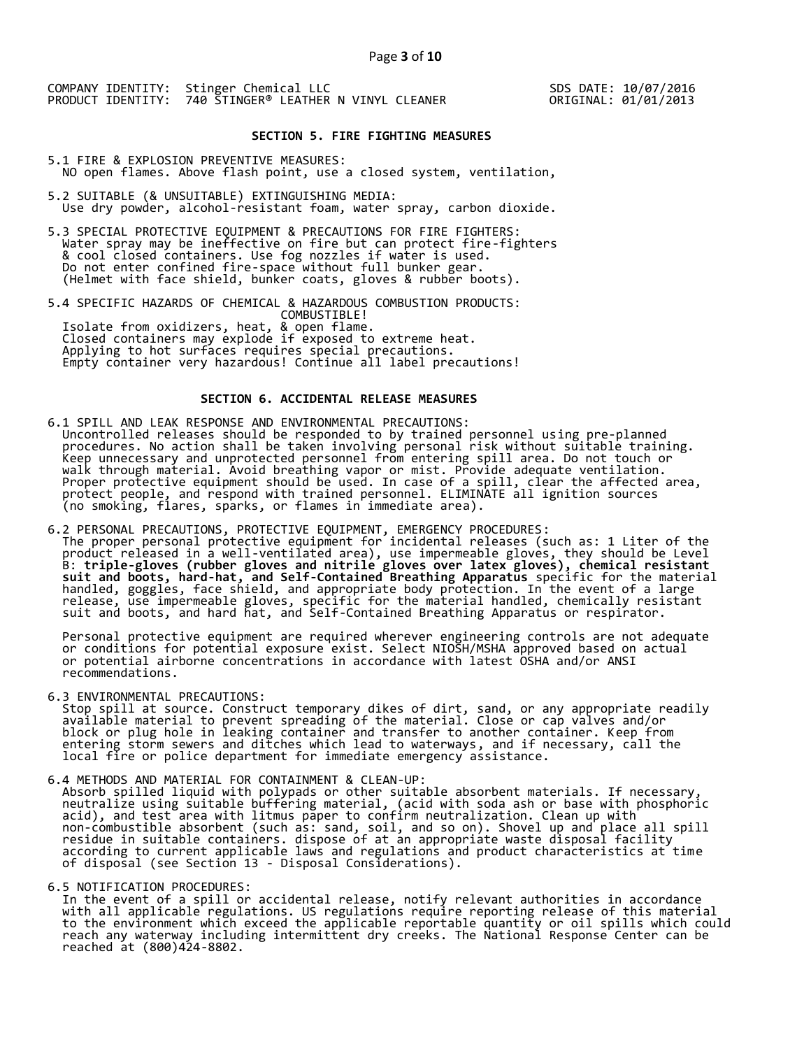COMPANY IDENTITY: Stinger Chemical LLC
PRODUCT IDENTITY: 740 STINGER® LEATHER N VINYL CLEANER

SDS DATE: 10/07/2016
ORIGINAL: 01/01/2013

## SECTION 5. FIRE FIGHTING MEASURES

5.1 FIRE & EXPLOSION PREVENTIVE MEASURES:
NO open flames. Above flash point, use a closed system, ventilation,

5.2 SUITABLE (& UNSUITABLE) EXTINGUISHING MEDIA:
Use dry powder, alcohol-resistant foam, water spray, carbon dioxide.

5.3 SPECIAL PROTECTIVE EQUIPMENT & PRECAUTIONS FOR FIRE FIGHTERS:
Water spray may be ineffective on fire but can protect fire-fighters & cool closed containers. Use fog nozzles if water is used. Do not enter confined fire-space without full bunker gear. (Helmet with face shield, bunker coats, gloves & rubber boots).

5.4 SPECIFIC HAZARDS OF CHEMICAL & HAZARDOUS COMBUSTION PRODUCTS:
COMBUSTIBLE!
Isolate from oxidizers, heat, & open flame.
Closed containers may explode if exposed to extreme heat.
Applying to hot surfaces requires special precautions.
Empty container very hazardous! Continue all label precautions!

## SECTION 6. ACCIDENTAL RELEASE MEASURES

6.1 SPILL AND LEAK RESPONSE AND ENVIRONMENTAL PRECAUTIONS:
Uncontrolled releases should be responded to by trained personnel using pre-planned procedures. No action shall be taken involving personal risk without suitable training. Keep unnecessary and unprotected personnel from entering spill area. Do not touch or walk through material. Avoid breathing vapor or mist. Provide adequate ventilation. Proper protective equipment should be used. In case of a spill, clear the affected area, protect people, and respond with trained personnel. ELIMINATE all ignition sources (no smoking, flares, sparks, or flames in immediate area).

6.2 PERSONAL PRECAUTIONS, PROTECTIVE EQUIPMENT, EMERGENCY PROCEDURES:
The proper personal protective equipment for incidental releases (such as: 1 Liter of the product released in a well-ventilated area), use impermeable gloves, they should be Level B: **triple-gloves (rubber gloves and nitrile gloves over latex gloves), chemical resistant suit and boots, hard-hat, and Self-Contained Breathing Apparatus** specific for the material handled, goggles, face shield, and appropriate body protection. In the event of a large release, use impermeable gloves, specific for the material handled, chemically resistant suit and boots, and hard hat, and Self-Contained Breathing Apparatus or respirator.

Personal protective equipment are required wherever engineering controls are not adequate or conditions for potential exposure exist. Select NIOSH/MSHA approved based on actual or potential airborne concentrations in accordance with latest OSHA and/or ANSI recommendations.

6.3 ENVIRONMENTAL PRECAUTIONS:
Stop spill at source. Construct temporary dikes of dirt, sand, or any appropriate readily available material to prevent spreading of the material. Close or cap valves and/or block or plug hole in leaking container and transfer to another container. Keep from entering storm sewers and ditches which lead to waterways, and if necessary, call the local fire or police department for immediate emergency assistance.

6.4 METHODS AND MATERIAL FOR CONTAINMENT & CLEAN-UP:
Absorb spilled liquid with polypads or other suitable absorbent materials. If necessary, neutralize using suitable buffering material, (acid with soda ash or base with phosphoric acid), and test area with litmus paper to confirm neutralization. Clean up with non-combustible absorbent (such as: sand, soil, and so on). Shovel up and place all spill residue in suitable containers. dispose of at an appropriate waste disposal facility according to current applicable laws and regulations and product characteristics at time of disposal (see Section 13 - Disposal Considerations).

6.5 NOTIFICATION PROCEDURES:
In the event of a spill or accidental release, notify relevant authorities in accordance with all applicable regulations. US regulations require reporting release of this material to the environment which exceed the applicable reportable quantity or oil spills which could reach any waterway including intermittent dry creeks. The National Response Center can be reached at (800)424-8802.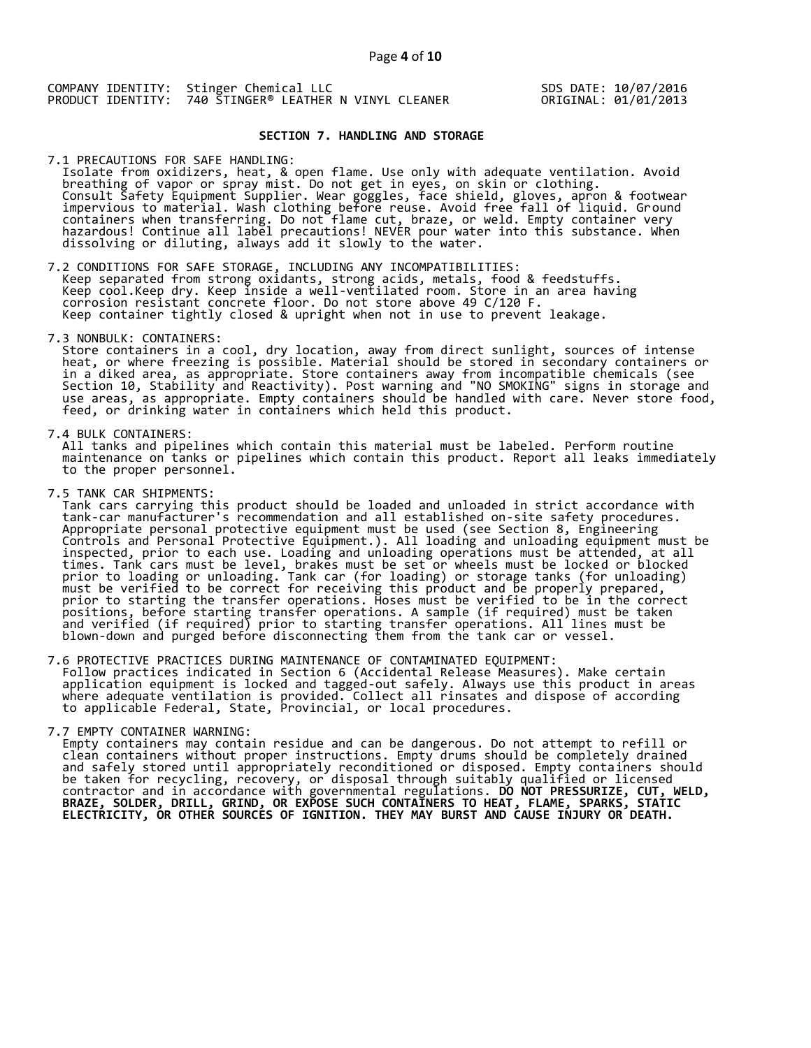COMPANY IDENTITY: Stinger Chemical LLC
PRODUCT IDENTITY: 740 STINGER® LEATHER N VINYL CLEANER

SDS DATE: 10/07/2016
ORIGINAL: 01/01/2013

## SECTION 7. HANDLING AND STORAGE

7.1 PRECAUTIONS FOR SAFE HANDLING:
Isolate from oxidizers, heat, & open flame. Use only with adequate ventilation. Avoid breathing of vapor or spray mist. Do not get in eyes, on skin or clothing. Consult Safety Equipment Supplier. Wear goggles, face shield, gloves, apron & footwear impervious to material. Wash clothing before reuse. Avoid free fall of liquid. Ground containers when transferring. Do not flame cut, braze, or weld. Empty container very hazardous! Continue all label precautions! NEVER pour water into this substance. When dissolving or diluting, always add it slowly to the water.

7.2 CONDITIONS FOR SAFE STORAGE, INCLUDING ANY INCOMPATIBILITIES:
Keep separated from strong oxidants, strong acids, metals, food & feedstuffs. Keep cool.Keep dry. Keep inside a well-ventilated room. Store in an area having corrosion resistant concrete floor. Do not store above 49 C/120 F. Keep container tightly closed & upright when not in use to prevent leakage.

7.3 NONBULK: CONTAINERS:
Store containers in a cool, dry location, away from direct sunlight, sources of intense heat, or where freezing is possible. Material should be stored in secondary containers or in a diked area, as appropriate. Store containers away from incompatible chemicals (see Section 10, Stability and Reactivity). Post warning and "NO SMOKING" signs in storage and use areas, as appropriate. Empty containers should be handled with care. Never store food, feed, or drinking water in containers which held this product.

7.4 BULK CONTAINERS:
All tanks and pipelines which contain this material must be labeled. Perform routine maintenance on tanks or pipelines which contain this product. Report all leaks immediately to the proper personnel.

7.5 TANK CAR SHIPMENTS:
Tank cars carrying this product should be loaded and unloaded in strict accordance with tank-car manufacturer's recommendation and all established on-site safety procedures. Appropriate personal protective equipment must be used (see Section 8, Engineering Controls and Personal Protective Equipment.). All loading and unloading equipment must be inspected, prior to each use. Loading and unloading operations must be attended, at all times. Tank cars must be level, brakes must be set or wheels must be locked or blocked prior to loading or unloading. Tank car (for loading) or storage tanks (for unloading) must be verified to be correct for receiving this product and be properly prepared, prior to starting the transfer operations. Hoses must be verified to be in the correct positions, before starting transfer operations. A sample (if required) must be taken and verified (if required) prior to starting transfer operations. All lines must be blown-down and purged before disconnecting them from the tank car or vessel.

7.6 PROTECTIVE PRACTICES DURING MAINTENANCE OF CONTAMINATED EQUIPMENT:
Follow practices indicated in Section 6 (Accidental Release Measures). Make certain application equipment is locked and tagged-out safely. Always use this product in areas where adequate ventilation is provided. Collect all rinsates and dispose of according to applicable Federal, State, Provincial, or local procedures.

7.7 EMPTY CONTAINER WARNING:
Empty containers may contain residue and can be dangerous. Do not attempt to refill or clean containers without proper instructions. Empty drums should be completely drained and safely stored until appropriately reconditioned or disposed. Empty containers should be taken for recycling, recovery, or disposal through suitably qualified or licensed contractor and in accordance with governmental regulations. **DO NOT PRESSURIZE, CUT, WELD, BRAZE, SOLDER, DRILL, GRIND, OR EXPOSE SUCH CONTAINERS TO HEAT, FLAME, SPARKS, STATIC ELECTRICITY, OR OTHER SOURCES OF IGNITION. THEY MAY BURST AND CAUSE INJURY OR DEATH.**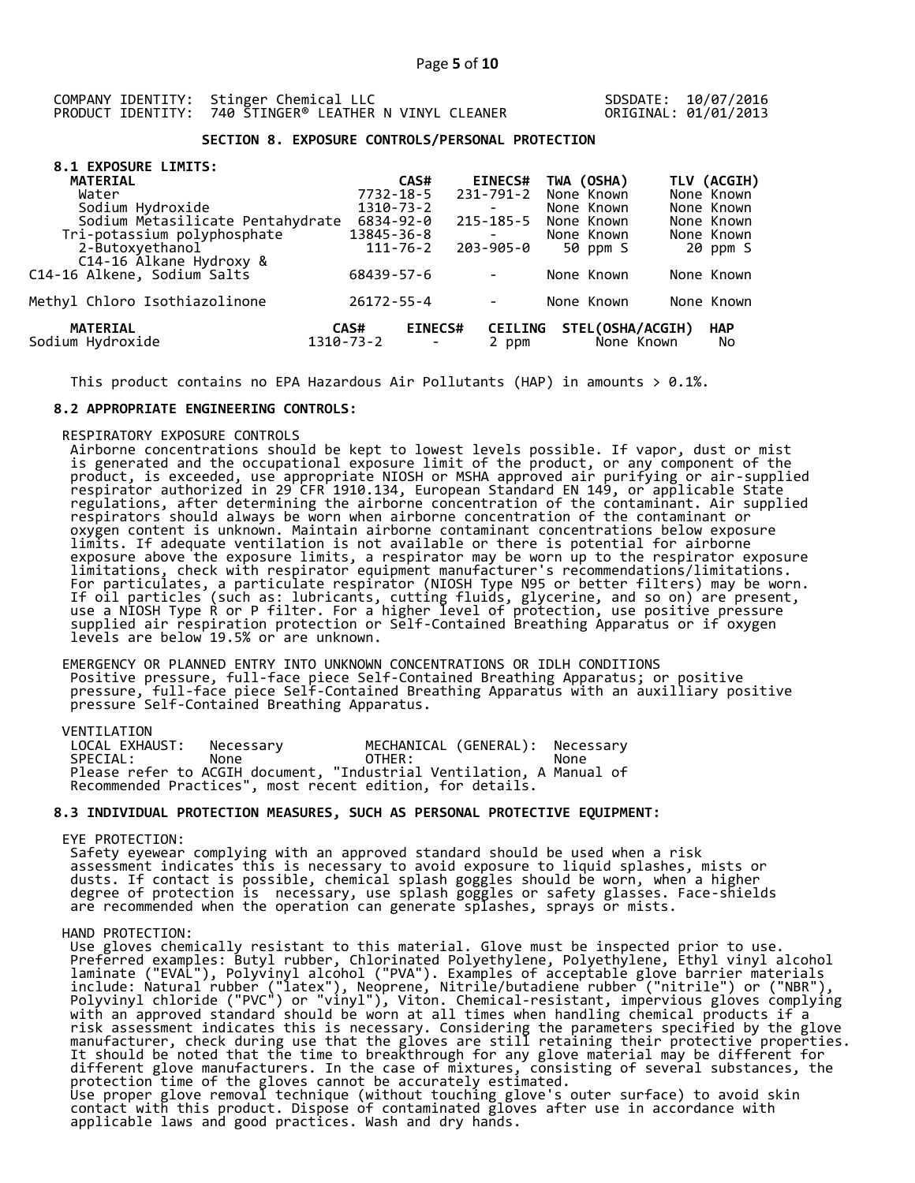COMPANY IDENTITY: Stinger Chemical LLC  
PRODUCT IDENTITY: 740 STINGER® LEATHER N VINYL CLEANER

SDSDATE: 10/07/2016  
ORIGINAL: 01/01/2013

## SECTION 8. EXPOSURE CONTROLS/PERSONAL PROTECTION

### 8.1 EXPOSURE LIMITS:

| MATERIAL | CAS# | EINECS# | TWA (OSHA) | TLV (ACGIH) |
|---|---|---|---|---|
| Water | 7732-18-5 | 231-791-2 | None Known | None Known |
| Sodium Hydroxide | 1310-73-2 | - | None Known | None Known |
| Sodium Metasilicate Pentahydrate | 6834-92-0 | 215-185-5 | None Known | None Known |
| Tri-potassium polyphosphate | 13845-36-8 | - | None Known | None Known |
| 2-Butoxyethanol | 111-76-2 | 203-905-0 | 50 ppm S | 20 ppm S |
| C14-16 Alkane Hydroxy & C14-16 Alkene, Sodium Salts | 68439-57-6 | - | None Known | None Known |
| Methyl Chloro Isothiazolinone | 26172-55-4 | - | None Known | None Known |

| MATERIAL | CAS# | EINECS# | CEILING | STEL(OSHA/ACGIH) | HAP |
|---|---|---|---|---|---|
| Sodium Hydroxide | 1310-73-2 | - | 2 ppm | None Known | No |

This product contains no EPA Hazardous Air Pollutants (HAP) in amounts > 0.1%.

### 8.2 APPROPRIATE ENGINEERING CONTROLS:

RESPIRATORY EXPOSURE CONTROLS

Airborne concentrations should be kept to lowest levels possible. If vapor, dust or mist is generated and the occupational exposure limit of the product, or any component of the product, is exceeded, use appropriate NIOSH or MSHA approved air purifying or air-supplied respirator authorized in 29 CFR 1910.134, European Standard EN 149, or applicable State regulations, after determining the airborne concentration of the contaminant. Air supplied respirators should always be worn when airborne concentration of the contaminant or oxygen content is unknown. Maintain airborne contaminant concentrations below exposure limits. If adequate ventilation is not available or there is potential for airborne exposure above the exposure limits, a respirator may be worn up to the respirator exposure limitations, check with respirator equipment manufacturer's recommendations/limitations. For particulates, a particulate respirator (NIOSH Type N95 or better filters) may be worn. If oil particles (such as: lubricants, cutting fluids, glycerine, and so on) are present, use a NIOSH Type R or P filter. For a higher level of protection, use positive pressure supplied air respiration protection or Self-Contained Breathing Apparatus or if oxygen levels are below 19.5% or are unknown.

EMERGENCY OR PLANNED ENTRY INTO UNKNOWN CONCENTRATIONS OR IDLH CONDITIONS

Positive pressure, full-face piece Self-Contained Breathing Apparatus; or positive pressure, full-face piece Self-Contained Breathing Apparatus with an auxilliary positive pressure Self-Contained Breathing Apparatus.

VENTILATION

LOCAL EXHAUST: Necessary  MECHANICAL (GENERAL): Necessary  
SPECIAL: None  OTHER: None  
Please refer to ACGIH document, "Industrial Ventilation, A Manual of Recommended Practices", most recent edition, for details.

### 8.3 INDIVIDUAL PROTECTION MEASURES, SUCH AS PERSONAL PROTECTIVE EQUIPMENT:

EYE PROTECTION:

Safety eyewear complying with an approved standard should be used when a risk assessment indicates this is necessary to avoid exposure to liquid splashes, mists or dusts. If contact is possible, chemical splash goggles should be worn, when a higher degree of protection is necessary, use splash goggles or safety glasses. Face-shields are recommended when the operation can generate splashes, sprays or mists.

HAND PROTECTION:

Use gloves chemically resistant to this material. Glove must be inspected prior to use. Preferred examples: Butyl rubber, Chlorinated Polyethylene, Polyethylene, Ethyl vinyl alcohol laminate ("EVAL"), Polyvinyl alcohol ("PVA"). Examples of acceptable glove barrier materials include: Natural rubber ("latex"), Neoprene, Nitrile/butadiene rubber ("nitrile") or ("NBR"), Polyvinyl chloride ("PVC") or "vinyl"), Viton. Chemical-resistant, impervious gloves complying with an approved standard should be worn at all times when handling chemical products if a risk assessment indicates this is necessary. Considering the parameters specified by the glove manufacturer, check during use that the gloves are still retaining their protective properties. It should be noted that the time to breakthrough for any glove material may be different for different glove manufacturers. In the case of mixtures, consisting of several substances, the protection time of the gloves cannot be accurately estimated.
Use proper glove removal technique (without touching glove's outer surface) to avoid skin contact with this product. Dispose of contaminated gloves after use in accordance with applicable laws and good practices. Wash and dry hands.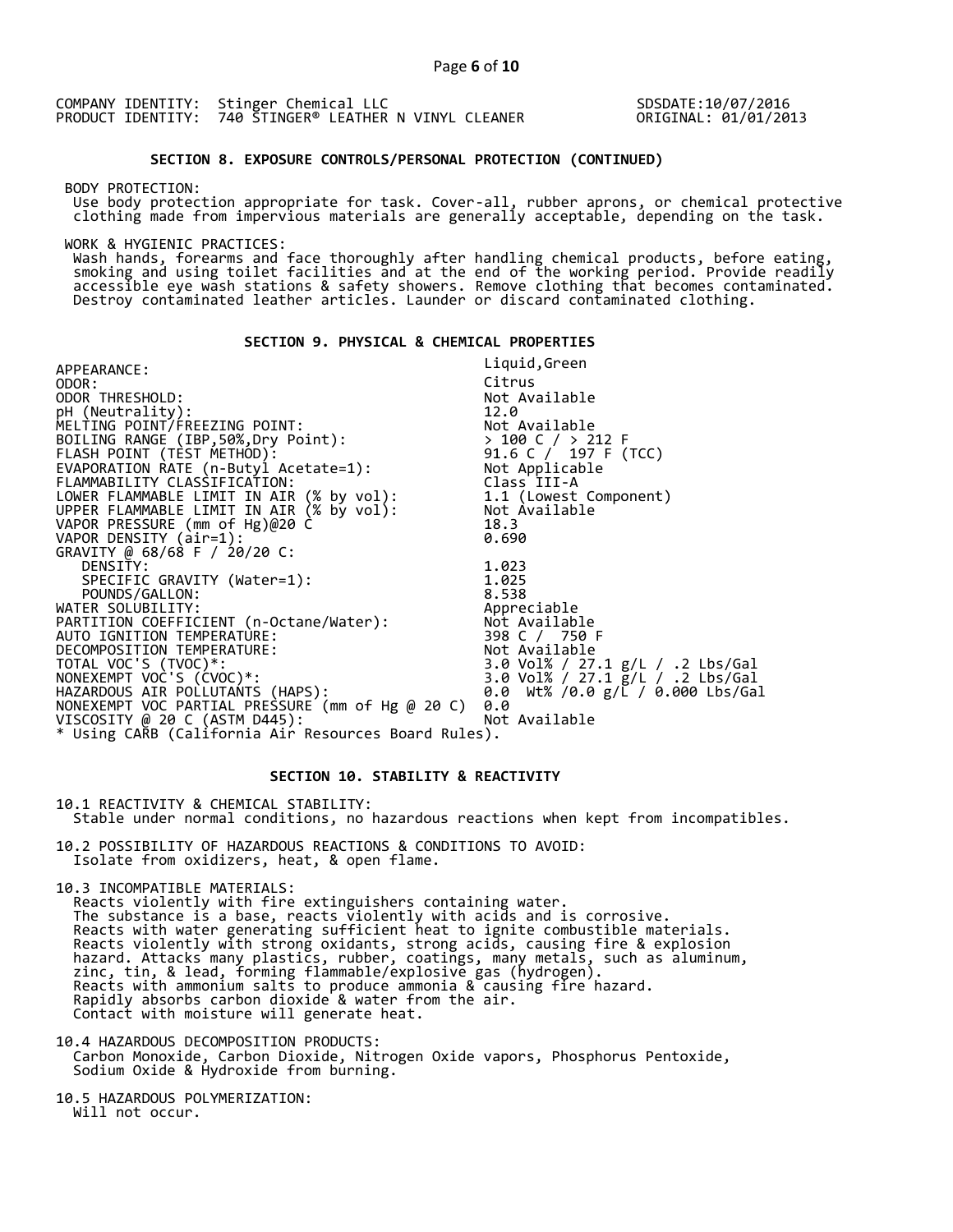COMPANY IDENTITY: Stinger Chemical LLC
PRODUCT IDENTITY: 740 STINGER® LEATHER N VINYL CLEANER

SDSDATE:10/07/2016
ORIGINAL: 01/01/2013

## SECTION 8. EXPOSURE CONTROLS/PERSONAL PROTECTION (CONTINUED)

BODY PROTECTION:
Use body protection appropriate for task. Cover-all, rubber aprons, or chemical protective clothing made from impervious materials are generally acceptable, depending on the task.

WORK & HYGIENIC PRACTICES:
Wash hands, forearms and face thoroughly after handling chemical products, before eating, smoking and using toilet facilities and at the end of the working period. Provide readily accessible eye wash stations & safety showers. Remove clothing that becomes contaminated. Destroy contaminated leather articles. Launder or discard contaminated clothing.

## SECTION 9. PHYSICAL & CHEMICAL PROPERTIES

| Property | Value |
|---|---|
| APPEARANCE: | Liquid,Green |
| ODOR: | Citrus |
| ODOR THRESHOLD: | Not Available |
| pH (Neutrality): | 12.0 |
| MELTING POINT/FREEZING POINT: | Not Available |
| BOILING RANGE (IBP,50%,Dry Point): | > 100 C / > 212 F |
| FLASH POINT (TEST METHOD): | 91.6 C / 197 F (TCC) |
| EVAPORATION RATE (n-Butyl Acetate=1): | Not Applicable |
| FLAMMABILITY CLASSIFICATION: | Class III-A |
| LOWER FLAMMABLE LIMIT IN AIR (% by vol): | 1.1 (Lowest Component) |
| UPPER FLAMMABLE LIMIT IN AIR (% by vol): | Not Available |
| VAPOR PRESSURE (mm of Hg)@20 C | 18.3 |
| VAPOR DENSITY (air=1): | 0.690 |
| GRAVITY @ 68/68 F / 20/20 C: | |
| DENSITY: | 1.023 |
| SPECIFIC GRAVITY (Water=1): | 1.025 |
| POUNDS/GALLON: | 8.538 |
| WATER SOLUBILITY: | Appreciable |
| PARTITION COEFFICIENT (n-Octane/Water): | Not Available |
| AUTO IGNITION TEMPERATURE: | 398 C / 750 F |
| DECOMPOSITION TEMPERATURE: | Not Available |
| TOTAL VOC'S (TVOC)*: | 3.0 Vol% / 27.1 g/L / .2 Lbs/Gal |
| NONEXEMPT VOC'S (CVOC)*: | 3.0 Vol% / 27.1 g/L / .2 Lbs/Gal |
| HAZARDOUS AIR POLLUTANTS (HAPS): | 0.0 Wt% /0.0 g/L / 0.000 Lbs/Gal |
| NONEXEMPT VOC PARTIAL PRESSURE (mm of Hg @ 20 C) | 0.0 |
| VISCOSITY @ 20 C (ASTM D445): | Not Available |

* Using CARB (California Air Resources Board Rules).

## SECTION 10. STABILITY & REACTIVITY

10.1 REACTIVITY & CHEMICAL STABILITY:
Stable under normal conditions, no hazardous reactions when kept from incompatibles.

10.2 POSSIBILITY OF HAZARDOUS REACTIONS & CONDITIONS TO AVOID:
Isolate from oxidizers, heat, & open flame.

10.3 INCOMPATIBLE MATERIALS:
Reacts violently with fire extinguishers containing water.
The substance is a base, reacts violently with acids and is corrosive.
Reacts with water generating sufficient heat to ignite combustible materials.
Reacts violently with strong oxidants, strong acids, causing fire & explosion hazard. Attacks many plastics, rubber, coatings, many metals, such as aluminum, zinc, tin, & lead, forming flammable/explosive gas (hydrogen).
Reacts with ammonium salts to produce ammonia & causing fire hazard.
Rapidly absorbs carbon dioxide & water from the air.
Contact with moisture will generate heat.

10.4 HAZARDOUS DECOMPOSITION PRODUCTS:
Carbon Monoxide, Carbon Dioxide, Nitrogen Oxide vapors, Phosphorus Pentoxide, Sodium Oxide & Hydroxide from burning.

10.5 HAZARDOUS POLYMERIZATION:
Will not occur.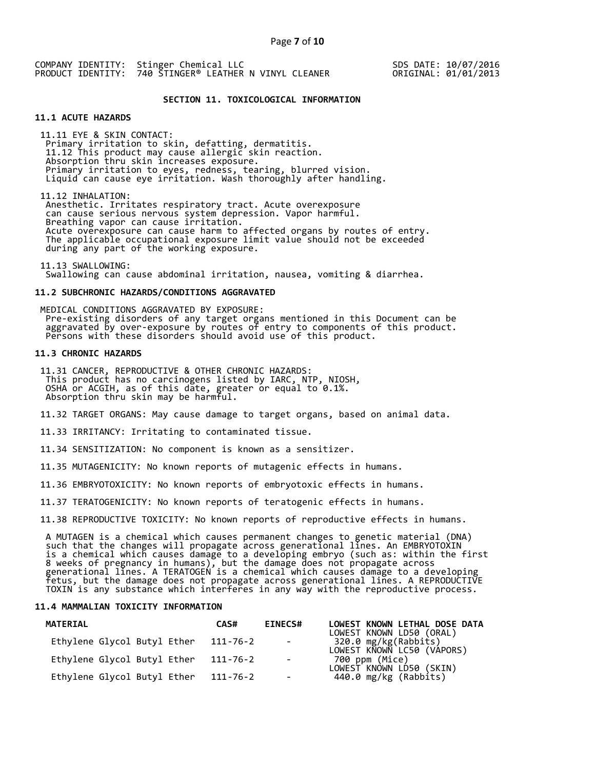COMPANY IDENTITY: Stinger Chemical LLC
PRODUCT IDENTITY: 740 STINGER® LEATHER N VINYL CLEANER

SDS DATE: 10/07/2016
ORIGINAL: 01/01/2013

## SECTION 11. TOXICOLOGICAL INFORMATION

### 11.1 ACUTE HAZARDS

11.11 EYE & SKIN CONTACT:
Primary irritation to skin, defatting, dermatitis.
11.12 This product may cause allergic skin reaction.
Absorption thru skin increases exposure.
Primary irritation to eyes, redness, tearing, blurred vision.
Liquid can cause eye irritation. Wash thoroughly after handling.

11.12 INHALATION:
Anesthetic. Irritates respiratory tract. Acute overexposure can cause serious nervous system depression. Vapor harmful.
Breathing vapor can cause irritation.
Acute overexposure can cause harm to affected organs by routes of entry.
The applicable occupational exposure limit value should not be exceeded during any part of the working exposure.

11.13 SWALLOWING:
Swallowing can cause abdominal irritation, nausea, vomiting & diarrhea.

### 11.2 SUBCHRONIC HAZARDS/CONDITIONS AGGRAVATED

MEDICAL CONDITIONS AGGRAVATED BY EXPOSURE:
Pre-existing disorders of any target organs mentioned in this Document can be aggravated by over-exposure by routes of entry to components of this product.
Persons with these disorders should avoid use of this product.

### 11.3 CHRONIC HAZARDS

11.31 CANCER, REPRODUCTIVE & OTHER CHRONIC HAZARDS:
This product has no carcinogens listed by IARC, NTP, NIOSH, OSHA or ACGIH, as of this date, greater or equal to 0.1%.
Absorption thru skin may be harmful.

11.32 TARGET ORGANS: May cause damage to target organs, based on animal data.

11.33 IRRITANCY: Irritating to contaminated tissue.

11.34 SENSITIZATION: No component is known as a sensitizer.

11.35 MUTAGENICITY: No known reports of mutagenic effects in humans.

11.36 EMBRYOTOXICITY: No known reports of embryotoxic effects in humans.

11.37 TERATOGENICITY: No known reports of teratogenic effects in humans.

11.38 REPRODUCTIVE TOXICITY: No known reports of reproductive effects in humans.

A MUTAGEN is a chemical which causes permanent changes to genetic material (DNA) such that the changes will propagate across generational lines. An EMBRYOTOXIN is a chemical which causes damage to a developing embryo (such as: within the first 8 weeks of pregnancy in humans), but the damage does not propagate across generational lines. A TERATOGEN is a chemical which causes damage to a developing fetus, but the damage does not propagate across generational lines. A REPRODUCTIVE TOXIN is any substance which interferes in any way with the reproductive process.

### 11.4 MAMMALIAN TOXICITY INFORMATION

| MATERIAL | CAS# | EINECS# | LOWEST KNOWN LETHAL DOSE DATA |
|---|---|---|---|
| | | | LOWEST KNOWN LD50 (ORAL) |
| Ethylene Glycol Butyl Ether | 111-76-2 | - | 320.0 mg/kg(Rabbits) |
| | | | LOWEST KNOWN LC50 (VAPORS) |
| Ethylene Glycol Butyl Ether | 111-76-2 | - | 700 ppm (Mice) |
| | | | LOWEST KNOWN LD50 (SKIN) |
| Ethylene Glycol Butyl Ether | 111-76-2 | - | 440.0 mg/kg (Rabbits) |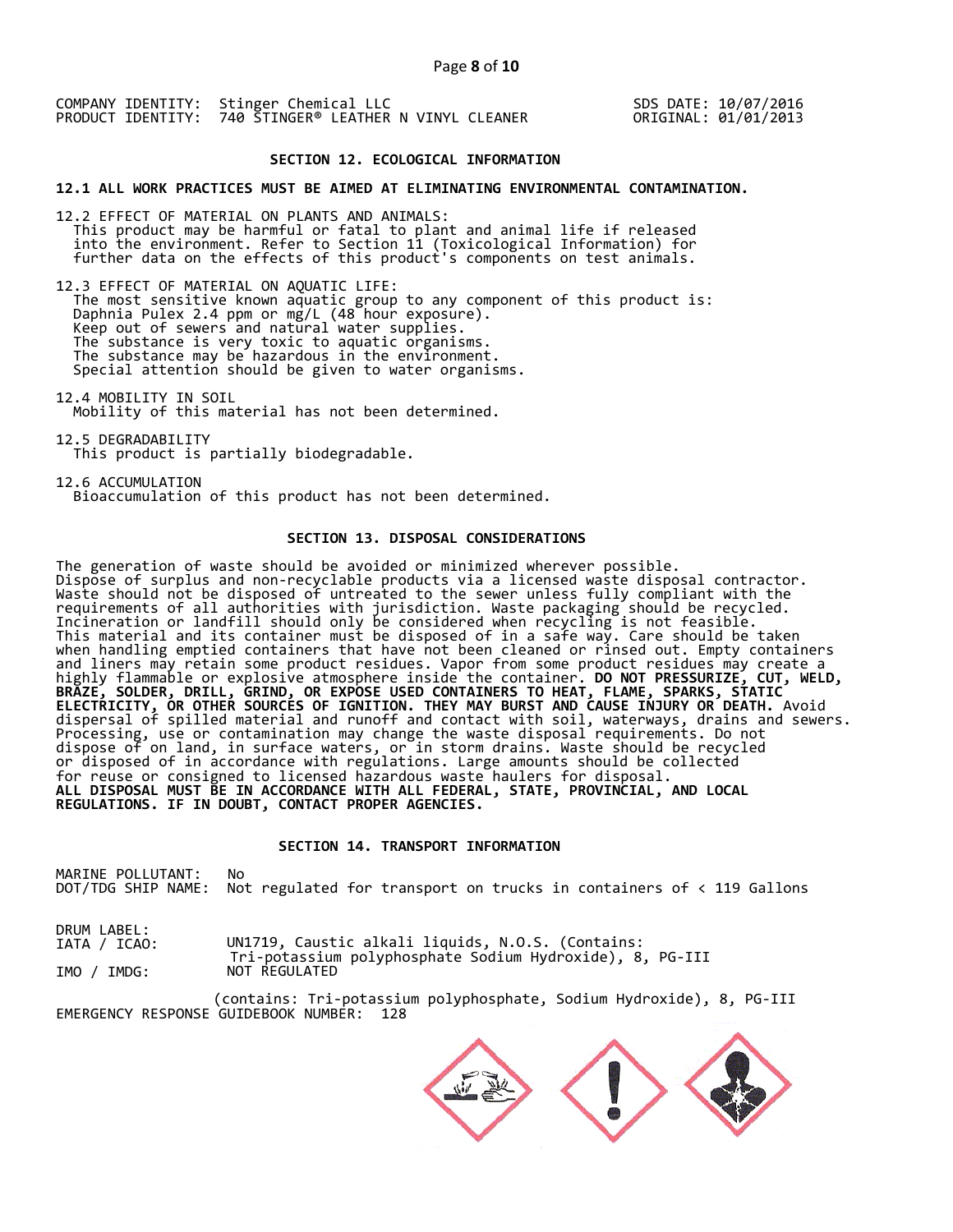COMPANY IDENTITY: Stinger Chemical LLC
PRODUCT IDENTITY: 740 STINGER® LEATHER N VINYL CLEANER

SDS DATE: 10/07/2016
ORIGINAL: 01/01/2013

## SECTION 12. ECOLOGICAL INFORMATION

**12.1 ALL WORK PRACTICES MUST BE AIMED AT ELIMINATING ENVIRONMENTAL CONTAMINATION.**

12.2 EFFECT OF MATERIAL ON PLANTS AND ANIMALS:
This product may be harmful or fatal to plant and animal life if released into the environment. Refer to Section 11 (Toxicological Information) for further data on the effects of this product's components on test animals.

12.3 EFFECT OF MATERIAL ON AQUATIC LIFE:
The most sensitive known aquatic group to any component of this product is:
Daphnia Pulex 2.4 ppm or mg/L (48 hour exposure).
Keep out of sewers and natural water supplies.
The substance is very toxic to aquatic organisms.
The substance may be hazardous in the environment.
Special attention should be given to water organisms.

12.4 MOBILITY IN SOIL
Mobility of this material has not been determined.

12.5 DEGRADABILITY
This product is partially biodegradable.

12.6 ACCUMULATION
Bioaccumulation of this product has not been determined.

## SECTION 13. DISPOSAL CONSIDERATIONS

The generation of waste should be avoided or minimized wherever possible. Dispose of surplus and non-recyclable products via a licensed waste disposal contractor. Waste should not be disposed of untreated to the sewer unless fully compliant with the requirements of all authorities with jurisdiction. Waste packaging should be recycled. Incineration or landfill should only be considered when recycling is not feasible. This material and its container must be disposed of in a safe way. Care should be taken when handling emptied containers that have not been cleaned or rinsed out. Empty containers and liners may retain some product residues. Vapor from some product residues may create a highly flammable or explosive atmosphere inside the container. **DO NOT PRESSURIZE, CUT, WELD, BRAZE, SOLDER, DRILL, GRIND, OR EXPOSE USED CONTAINERS TO HEAT, FLAME, SPARKS, STATIC ELECTRICITY, OR OTHER SOURCES OF IGNITION. THEY MAY BURST AND CAUSE INJURY OR DEATH.** Avoid dispersal of spilled material and runoff and contact with soil, waterways, drains and sewers. Processing, use or contamination may change the waste disposal requirements. Do not dispose of on land, in surface waters, or in storm drains. Waste should be recycled or disposed of in accordance with regulations. Large amounts should be collected for reuse or consigned to licensed hazardous waste haulers for disposal.
**ALL DISPOSAL MUST BE IN ACCORDANCE WITH ALL FEDERAL, STATE, PROVINCIAL, AND LOCAL REGULATIONS. IF IN DOUBT, CONTACT PROPER AGENCIES.**

## SECTION 14. TRANSPORT INFORMATION

MARINE POLLUTANT: No
DOT/TDG SHIP NAME: Not regulated for transport on trucks in containers of < 119 Gallons

DRUM LABEL:
IATA / ICAO: UN1719, Caustic alkali liquids, N.O.S. (Contains: Tri-potassium polyphosphate Sodium Hydroxide), 8, PG-III
IMO / IMDG: NOT REGULATED

(contains: Tri-potassium polyphosphate, Sodium Hydroxide), 8, PG-III
EMERGENCY RESPONSE GUIDEBOOK NUMBER: 128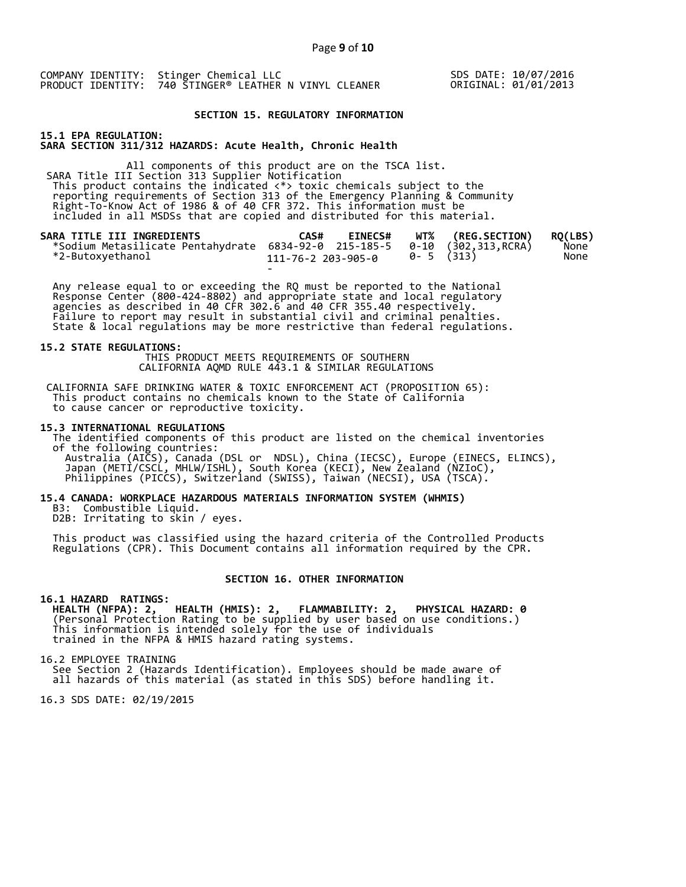COMPANY IDENTITY: Stinger Chemical LLC
PRODUCT IDENTITY: 740 STINGER® LEATHER N VINYL CLEANER

SDS DATE: 10/07/2016
ORIGINAL: 01/01/2013

## SECTION 15. REGULATORY INFORMATION

**15.1 EPA REGULATION:**
**SARA SECTION 311/312 HAZARDS: Acute Health, Chronic Health**

All components of this product are on the TSCA list.
SARA Title III Section 313 Supplier Notification
This product contains the indicated <*> toxic chemicals subject to the reporting requirements of Section 313 of the Emergency Planning & Community Right-To-Know Act of 1986 & of 40 CFR 372. This information must be included in all MSDSs that are copied and distributed for this material.

| SARA TITLE III INGREDIENTS | CAS# | EINECS# | WT% | (REG.SECTION) | RQ(LBS) |
|---|---|---|---|---|---|
| *Sodium Metasilicate Pentahydrate | 6834-92-0 | 215-185-5 | 0-10 | (302,313,RCRA) | None |
| *2-Butoxyethanol | 111-76-2 | 203-905-0 | 0- 5 | (313) | None |

Any release equal to or exceeding the RQ must be reported to the National Response Center (800-424-8802) and appropriate state and local regulatory agencies as described in 40 CFR 302.6 and 40 CFR 355.40 respectively. Failure to report may result in substantial civil and criminal penalties. State & local regulations may be more restrictive than federal regulations.

**15.2 STATE REGULATIONS:**
THIS PRODUCT MEETS REQUIREMENTS OF SOUTHERN CALIFORNIA AQMD RULE 443.1 & SIMILAR REGULATIONS

CALIFORNIA SAFE DRINKING WATER & TOXIC ENFORCEMENT ACT (PROPOSITION 65):
This product contains no chemicals known to the State of California to cause cancer or reproductive toxicity.

**15.3 INTERNATIONAL REGULATIONS**
The identified components of this product are listed on the chemical inventories of the following countries:
Australia (AICS), Canada (DSL or NDSL), China (IECSC), Europe (EINECS, ELINCS), Japan (METI/CSCL, MHLW/ISHL), South Korea (KECI), New Zealand (NZIoC), Philippines (PICCS), Switzerland (SWISS), Taiwan (NECSI), USA (TSCA).

**15.4 CANADA: WORKPLACE HAZARDOUS MATERIALS INFORMATION SYSTEM (WHMIS)**
B3: Combustible Liquid.
D2B: Irritating to skin / eyes.

This product was classified using the hazard criteria of the Controlled Products Regulations (CPR). This Document contains all information required by the CPR.

## SECTION 16. OTHER INFORMATION

**16.1 HAZARD RATINGS:**
**HEALTH (NFPA): 2, HEALTH (HMIS): 2, FLAMMABILITY: 2, PHYSICAL HAZARD: 0**
(Personal Protection Rating to be supplied by user based on use conditions.)
This information is intended solely for the use of individuals trained in the NFPA & HMIS hazard rating systems.

16.2 EMPLOYEE TRAINING
See Section 2 (Hazards Identification). Employees should be made aware of all hazards of this material (as stated in this SDS) before handling it.

16.3 SDS DATE: 02/19/2015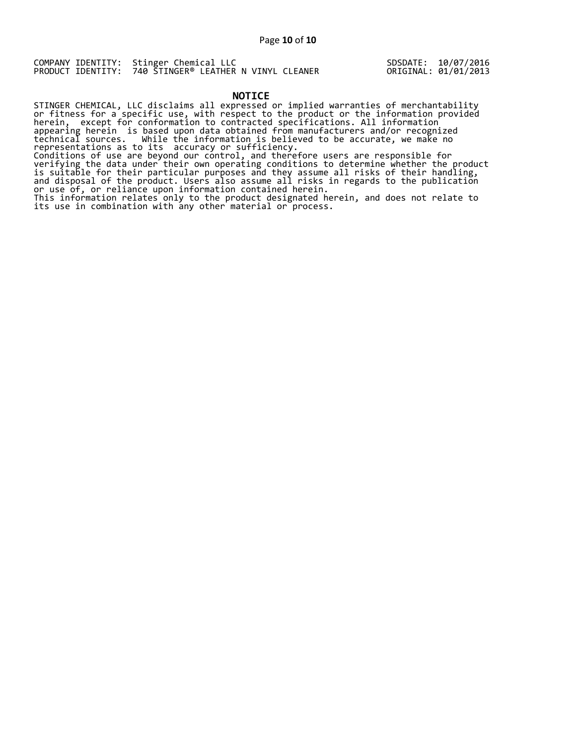## NOTICE

STINGER CHEMICAL, LLC disclaims all expressed or implied warranties of merchantability or fitness for a specific use, with respect to the product or the information provided herein, except for conformation to contracted specifications. All information appearing herein is based upon data obtained from manufacturers and/or recognized technical sources. While the information is believed to be accurate, we make no representations as to its accuracy or sufficiency.

Conditions of use are beyond our control, and therefore users are responsible for verifying the data under their own operating conditions to determine whether the product is suitable for their particular purposes and they assume all risks of their handling, and disposal of the product. Users also assume all risks in regards to the publication or use of, or reliance upon information contained herein.

This information relates only to the product designated herein, and does not relate to its use in combination with any other material or process.